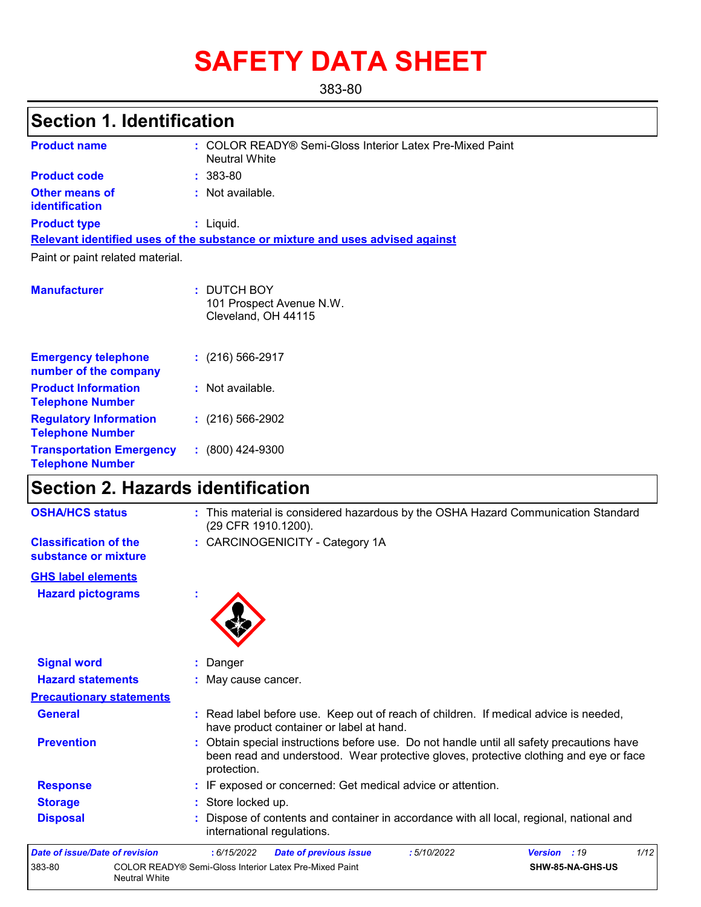# SAFETY DATA SHEET

383-80

## Section 1. Identification

**Product name** : COLOR READY® Semi-Gloss Interior Latex Pre-Mixed Paint Neutral White

**Product code** : 383-80

**Other means of identification** : Not available.

**Product type** : Liquid.

**Relevant identified uses of the substance or mixture and uses advised against**

Paint or paint related material.

**Manufacturer** : DUTCH BOY
101 Prospect Avenue N.W.
Cleveland, OH 44115

**Emergency telephone number of the company** : (216) 566-2917

**Product Information Telephone Number** : Not available.

**Regulatory Information Telephone Number** : (216) 566-2902

**Transportation Emergency Telephone Number** : (800) 424-9300

## Section 2. Hazards identification

**OSHA/HCS status** : This material is considered hazardous by the OSHA Hazard Communication Standard (29 CFR 1910.1200).

**Classification of the substance or mixture** : CARCINOGENICITY - Category 1A

**GHS label elements**

**Hazard pictograms** :

**Signal word** : Danger

**Hazard statements** : May cause cancer.

**Precautionary statements**

**General** : Read label before use. Keep out of reach of children. If medical advice is needed, have product container or label at hand.

**Prevention** : Obtain special instructions before use. Do not handle until all safety precautions have been read and understood. Wear protective gloves, protective clothing and eye or face protection.

**Response** : IF exposed or concerned: Get medical advice or attention.

**Storage** : Store locked up.

**Disposal** : Dispose of contents and container in accordance with all local, regional, national and international regulations.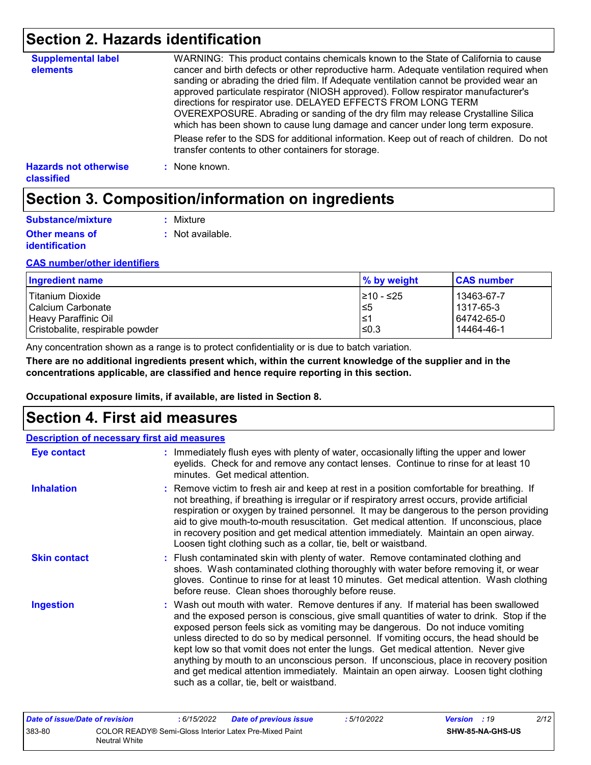# Section 2. Hazards identification

**Supplemental label elements**

WARNING: This product contains chemicals known to the State of California to cause cancer and birth defects or other reproductive harm. Adequate ventilation required when sanding or abrading the dried film. If Adequate ventilation cannot be provided wear an approved particulate respirator (NIOSH approved). Follow respirator manufacturer's directions for respirator use. DELAYED EFFECTS FROM LONG TERM OVEREXPOSURE. Abrading or sanding of the dry film may release Crystalline Silica which has been shown to cause lung damage and cancer under long term exposure.

Please refer to the SDS for additional information. Keep out of reach of children. Do not transfer contents to other containers for storage.

**Hazards not otherwise classified** : None known.

# Section 3. Composition/information on ingredients

**Substance/mixture** : Mixture

**Other means of identification** : Not available.

**CAS number/other identifiers**

| Ingredient name | % by weight | CAS number |
|---|---|---|
| Titanium Dioxide | ≥10 - ≤25 | 13463-67-7 |
| Calcium Carbonate | ≤5 | 1317-65-3 |
| Heavy Paraffinic Oil | ≤1 | 64742-65-0 |
| Cristobalite, respirable powder | ≤0.3 | 14464-46-1 |

Any concentration shown as a range is to protect confidentiality or is due to batch variation.

**There are no additional ingredients present which, within the current knowledge of the supplier and in the concentrations applicable, are classified and hence require reporting in this section.**

**Occupational exposure limits, if available, are listed in Section 8.**

# Section 4. First aid measures

**Description of necessary first aid measures**

**Eye contact** : Immediately flush eyes with plenty of water, occasionally lifting the upper and lower eyelids. Check for and remove any contact lenses. Continue to rinse for at least 10 minutes. Get medical attention.

**Inhalation** : Remove victim to fresh air and keep at rest in a position comfortable for breathing. If not breathing, if breathing is irregular or if respiratory arrest occurs, provide artificial respiration or oxygen by trained personnel. It may be dangerous to the person providing aid to give mouth-to-mouth resuscitation. Get medical attention. If unconscious, place in recovery position and get medical attention immediately. Maintain an open airway. Loosen tight clothing such as a collar, tie, belt or waistband.

**Skin contact** : Flush contaminated skin with plenty of water. Remove contaminated clothing and shoes. Wash contaminated clothing thoroughly with water before removing it, or wear gloves. Continue to rinse for at least 10 minutes. Get medical attention. Wash clothing before reuse. Clean shoes thoroughly before reuse.

**Ingestion** : Wash out mouth with water. Remove dentures if any. If material has been swallowed and the exposed person is conscious, give small quantities of water to drink. Stop if the exposed person feels sick as vomiting may be dangerous. Do not induce vomiting unless directed to do so by medical personnel. If vomiting occurs, the head should be kept low so that vomit does not enter the lungs. Get medical attention. Never give anything by mouth to an unconscious person. If unconscious, place in recovery position and get medical attention immediately. Maintain an open airway. Loosen tight clothing such as a collar, tie, belt or waistband.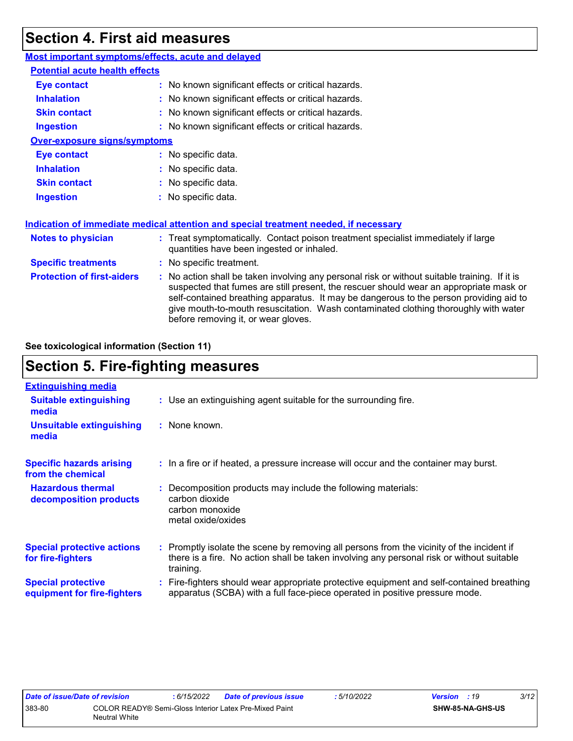## Section 4. First aid measures

**Most important symptoms/effects, acute and delayed**

**Potential acute health effects**

| | |
|---|---|
| **Eye contact** | : No known significant effects or critical hazards. |
| **Inhalation** | : No known significant effects or critical hazards. |
| **Skin contact** | : No known significant effects or critical hazards. |
| **Ingestion** | : No known significant effects or critical hazards. |

**Over-exposure signs/symptoms**

| | |
|---|---|
| **Eye contact** | : No specific data. |
| **Inhalation** | : No specific data. |
| **Skin contact** | : No specific data. |
| **Ingestion** | : No specific data. |

**Indication of immediate medical attention and special treatment needed, if necessary**

| | |
|---|---|
| **Notes to physician** | : Treat symptomatically. Contact poison treatment specialist immediately if large quantities have been ingested or inhaled. |
| **Specific treatments** | : No specific treatment. |
| **Protection of first-aiders** | : No action shall be taken involving any personal risk or without suitable training. If it is suspected that fumes are still present, the rescuer should wear an appropriate mask or self-contained breathing apparatus. It may be dangerous to the person providing aid to give mouth-to-mouth resuscitation. Wash contaminated clothing thoroughly with water before removing it, or wear gloves. |

**See toxicological information (Section 11)**

## Section 5. Fire-fighting measures

**Extinguishing media**

| | |
|---|---|
| **Suitable extinguishing media** | : Use an extinguishing agent suitable for the surrounding fire. |
| **Unsuitable extinguishing media** | : None known. |
| **Specific hazards arising from the chemical** | : In a fire or if heated, a pressure increase will occur and the container may burst. |
| **Hazardous thermal decomposition products** | : Decomposition products may include the following materials:<br>carbon dioxide<br>carbon monoxide<br>metal oxide/oxides |
| **Special protective actions for fire-fighters** | : Promptly isolate the scene by removing all persons from the vicinity of the incident if there is a fire. No action shall be taken involving any personal risk or without suitable training. |
| **Special protective equipment for fire-fighters** | : Fire-fighters should wear appropriate protective equipment and self-contained breathing apparatus (SCBA) with a full face-piece operated in positive pressure mode. |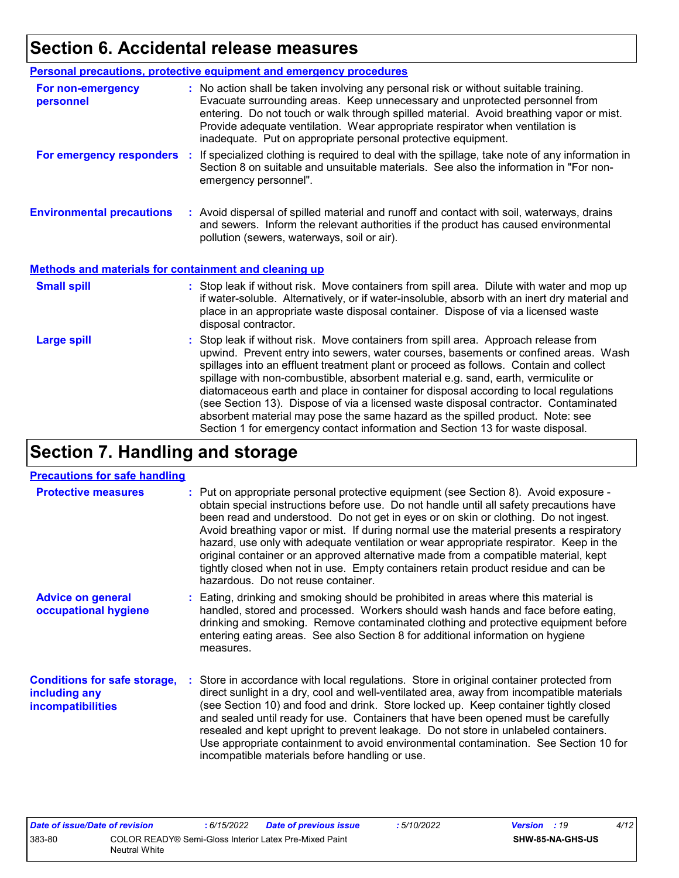# Section 6. Accidental release measures

### Personal precautions, protective equipment and emergency procedures

**For non-emergency personnel** : No action shall be taken involving any personal risk or without suitable training. Evacuate surrounding areas. Keep unnecessary and unprotected personnel from entering. Do not touch or walk through spilled material. Avoid breathing vapor or mist. Provide adequate ventilation. Wear appropriate respirator when ventilation is inadequate. Put on appropriate personal protective equipment.

**For emergency responders** : If specialized clothing is required to deal with the spillage, take note of any information in Section 8 on suitable and unsuitable materials. See also the information in "For non-emergency personnel".

**Environmental precautions** : Avoid dispersal of spilled material and runoff and contact with soil, waterways, drains and sewers. Inform the relevant authorities if the product has caused environmental pollution (sewers, waterways, soil or air).

### Methods and materials for containment and cleaning up

**Small spill** : Stop leak if without risk. Move containers from spill area. Dilute with water and mop up if water-soluble. Alternatively, or if water-insoluble, absorb with an inert dry material and place in an appropriate waste disposal container. Dispose of via a licensed waste disposal contractor.

**Large spill** : Stop leak if without risk. Move containers from spill area. Approach release from upwind. Prevent entry into sewers, water courses, basements or confined areas. Wash spillages into an effluent treatment plant or proceed as follows. Contain and collect spillage with non-combustible, absorbent material e.g. sand, earth, vermiculite or diatomaceous earth and place in container for disposal according to local regulations (see Section 13). Dispose of via a licensed waste disposal contractor. Contaminated absorbent material may pose the same hazard as the spilled product. Note: see Section 1 for emergency contact information and Section 13 for waste disposal.

# Section 7. Handling and storage

### Precautions for safe handling

**Protective measures** : Put on appropriate personal protective equipment (see Section 8). Avoid exposure - obtain special instructions before use. Do not handle until all safety precautions have been read and understood. Do not get in eyes or on skin or clothing. Do not ingest. Avoid breathing vapor or mist. If during normal use the material presents a respiratory hazard, use only with adequate ventilation or wear appropriate respirator. Keep in the original container or an approved alternative made from a compatible material, kept tightly closed when not in use. Empty containers retain product residue and can be hazardous. Do not reuse container.

**Advice on general occupational hygiene** : Eating, drinking and smoking should be prohibited in areas where this material is handled, stored and processed. Workers should wash hands and face before eating, drinking and smoking. Remove contaminated clothing and protective equipment before entering eating areas. See also Section 8 for additional information on hygiene measures.

**Conditions for safe storage, including any incompatibilities** : Store in accordance with local regulations. Store in original container protected from direct sunlight in a dry, cool and well-ventilated area, away from incompatible materials (see Section 10) and food and drink. Store locked up. Keep container tightly closed and sealed until ready for use. Containers that have been opened must be carefully resealed and kept upright to prevent leakage. Do not store in unlabeled containers. Use appropriate containment to avoid environmental contamination. See Section 10 for incompatible materials before handling or use.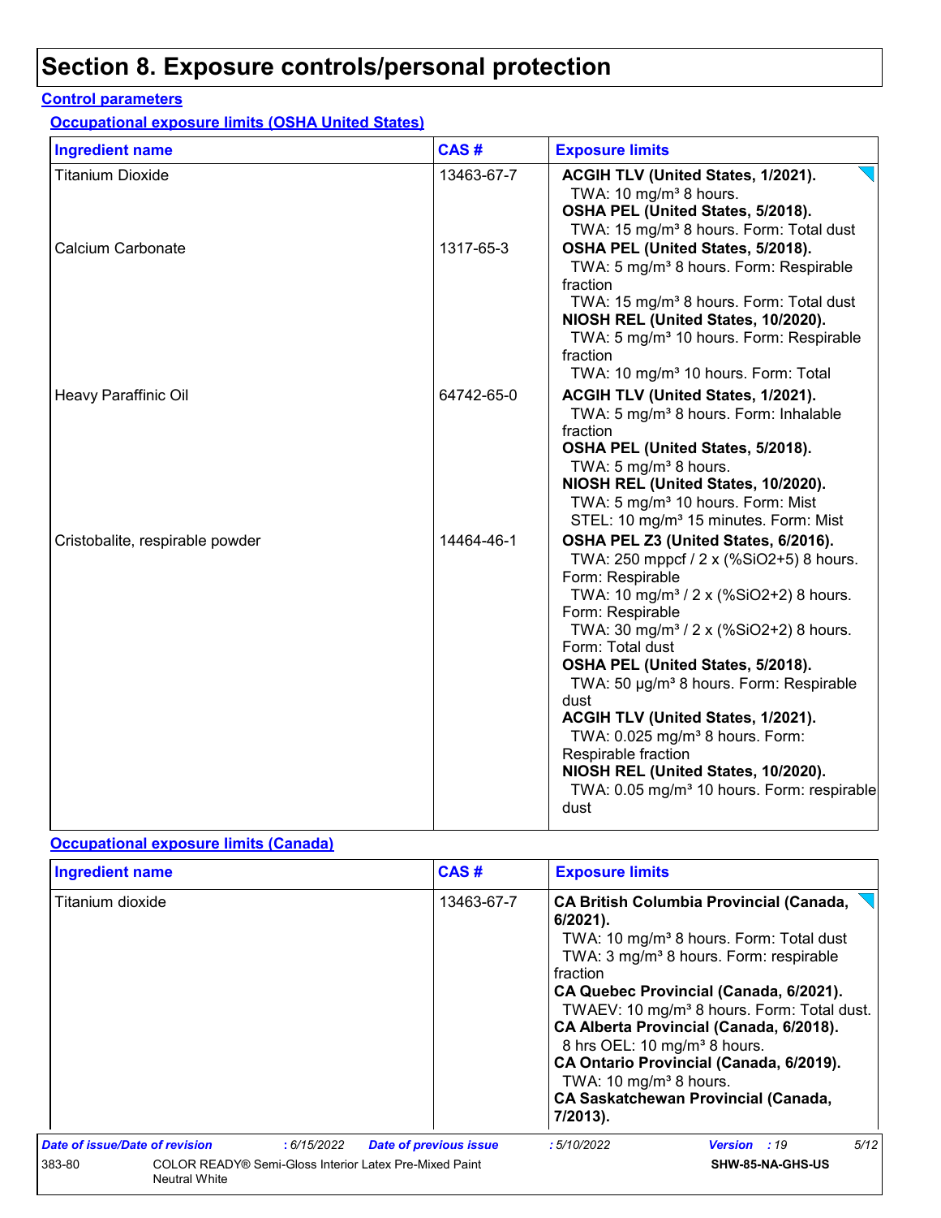# Section 8. Exposure controls/personal protection

**Control parameters**

**Occupational exposure limits (OSHA United States)**

| Ingredient name | CAS # | Exposure limits |
|---|---|---|
| Titanium Dioxide | 13463-67-7 | **ACGIH TLV (United States, 1/2021).** TWA: 10 mg/m³ 8 hours. **OSHA PEL (United States, 5/2018).** TWA: 15 mg/m³ 8 hours. Form: Total dust |
| Calcium Carbonate | 1317-65-3 | **OSHA PEL (United States, 5/2018).** TWA: 5 mg/m³ 8 hours. Form: Respirable fraction TWA: 15 mg/m³ 8 hours. Form: Total dust **NIOSH REL (United States, 10/2020).** TWA: 5 mg/m³ 10 hours. Form: Respirable fraction TWA: 10 mg/m³ 10 hours. Form: Total |
| Heavy Paraffinic Oil | 64742-65-0 | **ACGIH TLV (United States, 1/2021).** TWA: 5 mg/m³ 8 hours. Form: Inhalable fraction **OSHA PEL (United States, 5/2018).** TWA: 5 mg/m³ 8 hours. **NIOSH REL (United States, 10/2020).** TWA: 5 mg/m³ 10 hours. Form: Mist STEL: 10 mg/m³ 15 minutes. Form: Mist |
| Cristobalite, respirable powder | 14464-46-1 | **OSHA PEL Z3 (United States, 6/2016).** TWA: 250 mppcf / 2 x (%SiO2+5) 8 hours. Form: Respirable TWA: 10 mg/m³ / 2 x (%SiO2+2) 8 hours. Form: Respirable TWA: 30 mg/m³ / 2 x (%SiO2+2) 8 hours. Form: Total dust **OSHA PEL (United States, 5/2018).** TWA: 50 µg/m³ 8 hours. Form: Respirable dust **ACGIH TLV (United States, 1/2021).** TWA: 0.025 mg/m³ 8 hours. Form: Respirable fraction **NIOSH REL (United States, 10/2020).** TWA: 0.05 mg/m³ 10 hours. Form: respirable dust |

**Occupational exposure limits (Canada)**

| Ingredient name | CAS # | Exposure limits |
|---|---|---|
| Titanium dioxide | 13463-67-7 | **CA British Columbia Provincial (Canada, 6/2021).** TWA: 10 mg/m³ 8 hours. Form: Total dust TWA: 3 mg/m³ 8 hours. Form: respirable fraction **CA Quebec Provincial (Canada, 6/2021).** TWAEV: 10 mg/m³ 8 hours. Form: Total dust. **CA Alberta Provincial (Canada, 6/2018).** 8 hrs OEL: 10 mg/m³ 8 hours. **CA Ontario Provincial (Canada, 6/2019).** TWA: 10 mg/m³ 8 hours. **CA Saskatchewan Provincial (Canada, 7/2013).** |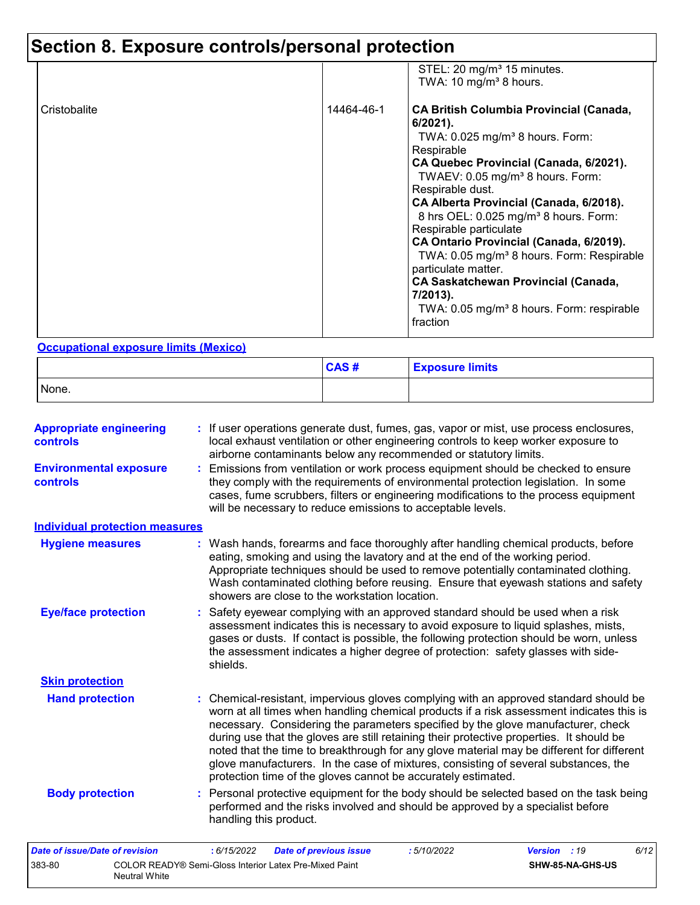## Section 8. Exposure controls/personal protection

| | | |
|---|---|---|
| | | STEL: 20 mg/m³ 15 minutes.<br>TWA: 10 mg/m³ 8 hours. |
| Cristobalite | 14464-46-1 | **CA British Columbia Provincial (Canada, 6/2021).**<br>TWA: 0.025 mg/m³ 8 hours. Form: Respirable<br>**CA Quebec Provincial (Canada, 6/2021).**<br>TWAEV: 0.05 mg/m³ 8 hours. Form: Respirable dust.<br>**CA Alberta Provincial (Canada, 6/2018).**<br>8 hrs OEL: 0.025 mg/m³ 8 hours. Form: Respirable particulate<br>**CA Ontario Provincial (Canada, 6/2019).**<br>TWA: 0.05 mg/m³ 8 hours. Form: Respirable particulate matter.<br>**CA Saskatchewan Provincial (Canada, 7/2013).**<br>TWA: 0.05 mg/m³ 8 hours. Form: respirable fraction |

**Occupational exposure limits (Mexico)**

| | CAS # | Exposure limits |
|---|---|---|
| None. | | |

**Appropriate engineering controls** : If user operations generate dust, fumes, gas, vapor or mist, use process enclosures, local exhaust ventilation or other engineering controls to keep worker exposure to airborne contaminants below any recommended or statutory limits.

**Environmental exposure controls** : Emissions from ventilation or work process equipment should be checked to ensure they comply with the requirements of environmental protection legislation. In some cases, fume scrubbers, filters or engineering modifications to the process equipment will be necessary to reduce emissions to acceptable levels.

**Individual protection measures**

**Hygiene measures** : Wash hands, forearms and face thoroughly after handling chemical products, before eating, smoking and using the lavatory and at the end of the working period. Appropriate techniques should be used to remove potentially contaminated clothing. Wash contaminated clothing before reusing. Ensure that eyewash stations and safety showers are close to the workstation location.

**Eye/face protection** : Safety eyewear complying with an approved standard should be used when a risk assessment indicates this is necessary to avoid exposure to liquid splashes, mists, gases or dusts. If contact is possible, the following protection should be worn, unless the assessment indicates a higher degree of protection: safety glasses with side-shields.

**Skin protection**

**Hand protection** : Chemical-resistant, impervious gloves complying with an approved standard should be worn at all times when handling chemical products if a risk assessment indicates this is necessary. Considering the parameters specified by the glove manufacturer, check during use that the gloves are still retaining their protective properties. It should be noted that the time to breakthrough for any glove material may be different for different glove manufacturers. In the case of mixtures, consisting of several substances, the protection time of the gloves cannot be accurately estimated.

**Body protection** : Personal protective equipment for the body should be selected based on the task being performed and the risks involved and should be approved by a specialist before handling this product.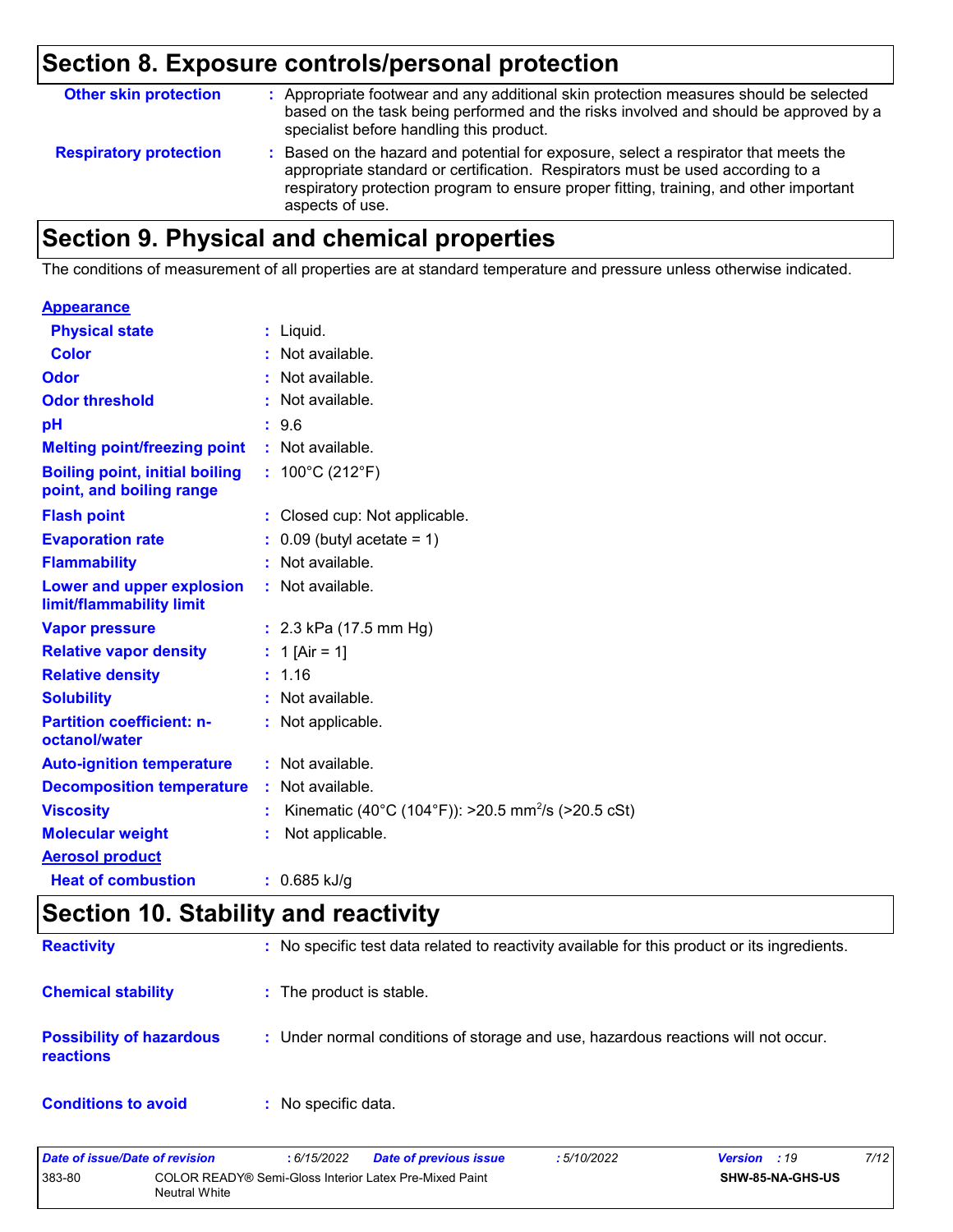## Section 8. Exposure controls/personal protection

**Other skin protection** : Appropriate footwear and any additional skin protection measures should be selected based on the task being performed and the risks involved and should be approved by a specialist before handling this product.

**Respiratory protection** : Based on the hazard and potential for exposure, select a respirator that meets the appropriate standard or certification. Respirators must be used according to a respiratory protection program to ensure proper fitting, training, and other important aspects of use.

## Section 9. Physical and chemical properties

The conditions of measurement of all properties are at standard temperature and pressure unless otherwise indicated.

**Appearance**

| Property | Value |
|---|---|
| Physical state | Liquid. |
| Color | Not available. |
| Odor | Not available. |
| Odor threshold | Not available. |
| pH | 9.6 |
| Melting point/freezing point | Not available. |
| Boiling point, initial boiling point, and boiling range | 100°C (212°F) |
| Flash point | Closed cup: Not applicable. |
| Evaporation rate | 0.09 (butyl acetate = 1) |
| Flammability | Not available. |
| Lower and upper explosion limit/flammability limit | Not available. |
| Vapor pressure | 2.3 kPa (17.5 mm Hg) |
| Relative vapor density | 1 [Air = 1] |
| Relative density | 1.16 |
| Solubility | Not available. |
| Partition coefficient: n-octanol/water | Not applicable. |
| Auto-ignition temperature | Not available. |
| Decomposition temperature | Not available. |
| Viscosity | Kinematic (40°C (104°F)): >20.5 $mm^2/s$ (>20.5 cSt) |
| Molecular weight | Not applicable. |

**Aerosol product**

| Property | Value |
|---|---|
| Heat of combustion | 0.685 kJ/g |

## Section 10. Stability and reactivity

**Reactivity** : No specific test data related to reactivity available for this product or its ingredients.

**Chemical stability** : The product is stable.

**Possibility of hazardous reactions** : Under normal conditions of storage and use, hazardous reactions will not occur.

**Conditions to avoid** : No specific data.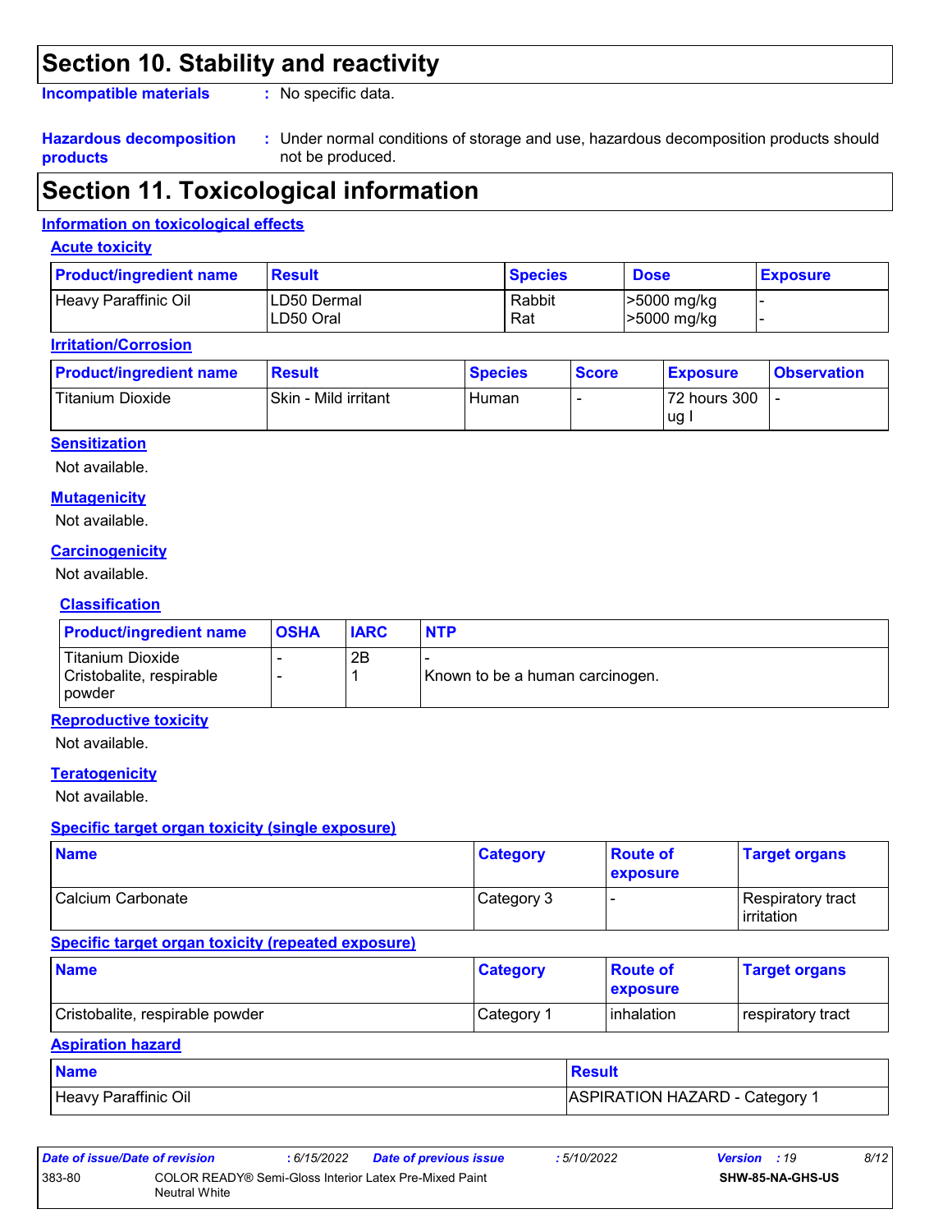## Section 10. Stability and reactivity

**Incompatible materials** : No specific data.

**Hazardous decomposition products** : Under normal conditions of storage and use, hazardous decomposition products should not be produced.

## Section 11. Toxicological information

### Information on toxicological effects

#### Acute toxicity

| Product/ingredient name | Result | Species | Dose | Exposure |
|---|---|---|---|---|
| Heavy Paraffinic Oil | LD50 Dermal<br>LD50 Oral | Rabbit<br>Rat | >5000 mg/kg<br>>5000 mg/kg | -<br>- |

#### Irritation/Corrosion

| Product/ingredient name | Result | Species | Score | Exposure | Observation |
|---|---|---|---|---|---|
| Titanium Dioxide | Skin - Mild irritant | Human | - | 72 hours 300 ug I | - |

#### Sensitization

Not available.

#### Mutagenicity

Not available.

#### Carcinogenicity

Not available.

#### Classification

| Product/ingredient name | OSHA | IARC | NTP |
|---|---|---|---|
| Titanium Dioxide | - | 2B | - |
| Cristobalite, respirable powder | - | 1 | Known to be a human carcinogen. |

#### Reproductive toxicity

Not available.

#### Teratogenicity

Not available.

#### Specific target organ toxicity (single exposure)

| Name | Category | Route of exposure | Target organs |
|---|---|---|---|
| Calcium Carbonate | Category 3 | - | Respiratory tract irritation |

#### Specific target organ toxicity (repeated exposure)

| Name | Category | Route of exposure | Target organs |
|---|---|---|---|
| Cristobalite, respirable powder | Category 1 | inhalation | respiratory tract |

#### Aspiration hazard

| Name | Result |
|---|---|
| Heavy Paraffinic Oil | ASPIRATION HAZARD - Category 1 |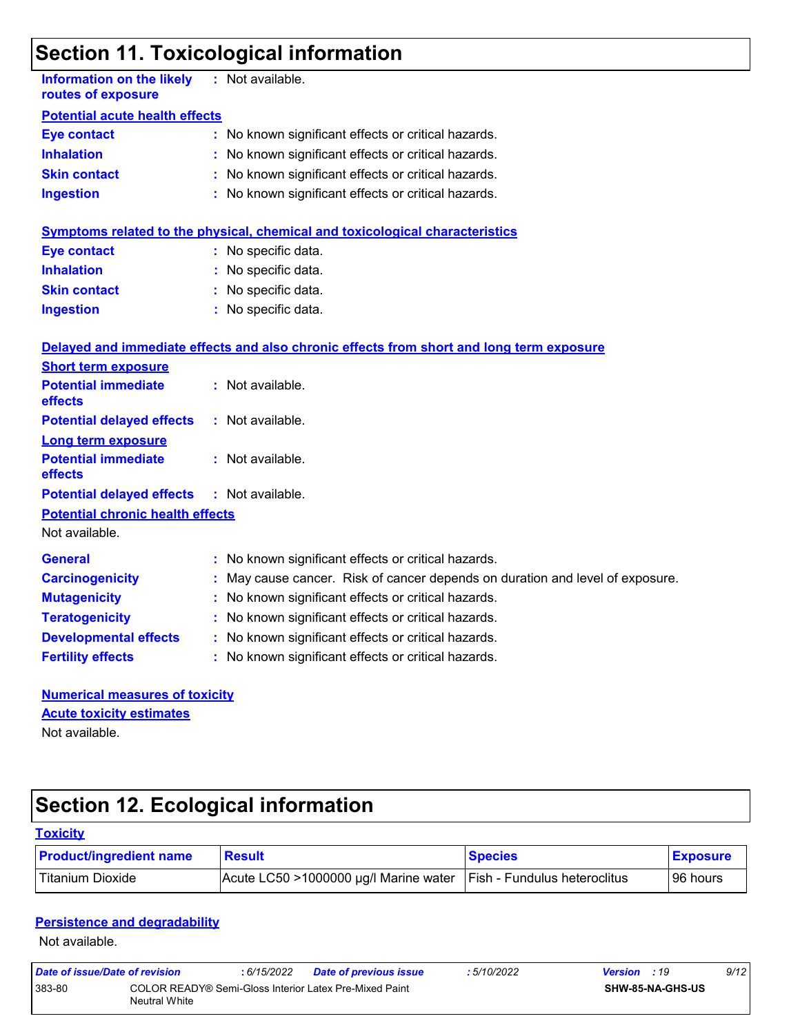## Section 11. Toxicological information

**Information on the likely routes of exposure** : Not available.

**Potential acute health effects**

**Eye contact** : No known significant effects or critical hazards.
**Inhalation** : No known significant effects or critical hazards.
**Skin contact** : No known significant effects or critical hazards.
**Ingestion** : No known significant effects or critical hazards.

**Symptoms related to the physical, chemical and toxicological characteristics**

**Eye contact** : No specific data.
**Inhalation** : No specific data.
**Skin contact** : No specific data.
**Ingestion** : No specific data.

**Delayed and immediate effects and also chronic effects from short and long term exposure**

**Short term exposure**

**Potential immediate effects** : Not available.
**Potential delayed effects** : Not available.

**Long term exposure**

**Potential immediate effects** : Not available.
**Potential delayed effects** : Not available.

**Potential chronic health effects**

Not available.

**General** : No known significant effects or critical hazards.
**Carcinogenicity** : May cause cancer. Risk of cancer depends on duration and level of exposure.
**Mutagenicity** : No known significant effects or critical hazards.
**Teratogenicity** : No known significant effects or critical hazards.
**Developmental effects** : No known significant effects or critical hazards.
**Fertility effects** : No known significant effects or critical hazards.

**Numerical measures of toxicity**

**Acute toxicity estimates**

Not available.

## Section 12. Ecological information

**Toxicity**

| Product/ingredient name | Result | Species | Exposure |
|---|---|---|---|
| Titanium Dioxide | Acute LC50 >1000000 µg/l Marine water | Fish - Fundulus heteroclitus | 96 hours |

**Persistence and degradability**

Not available.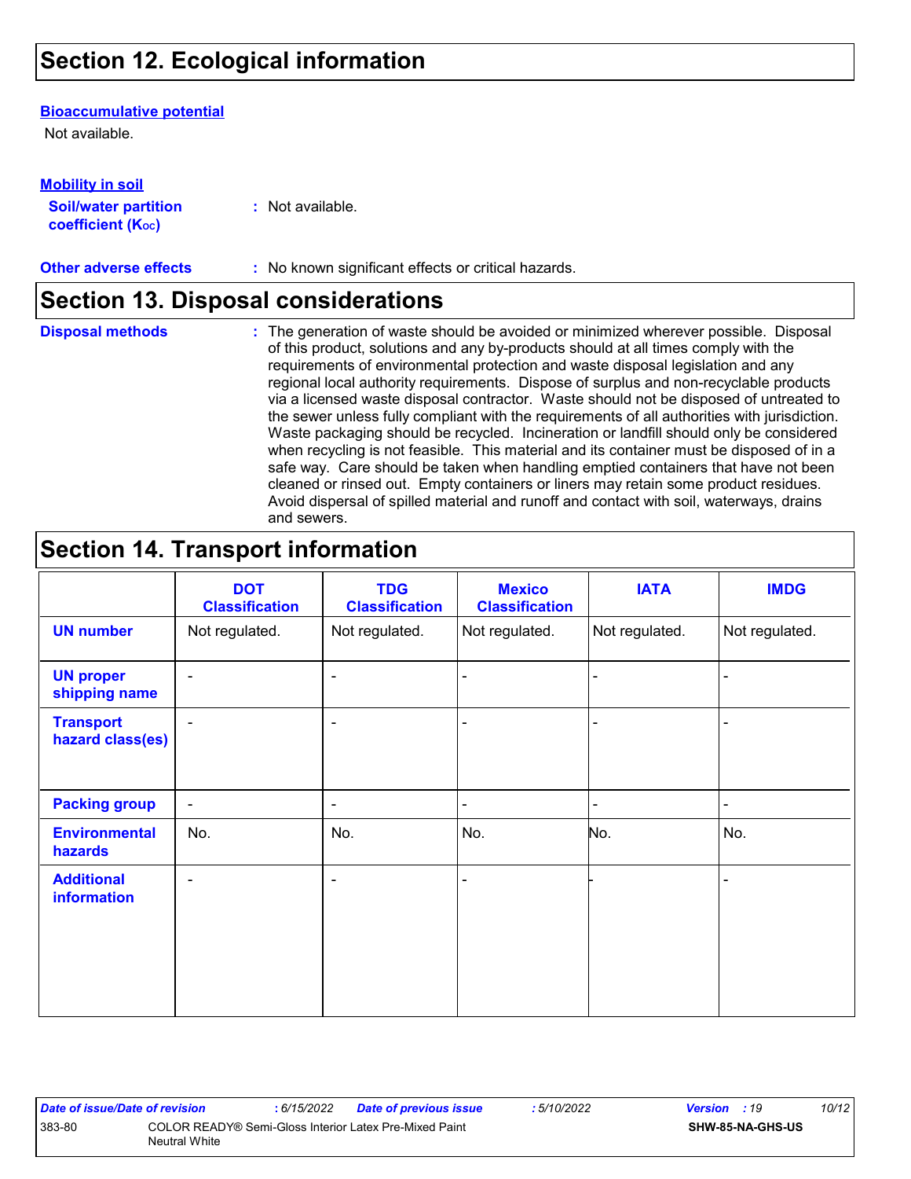## Section 12. Ecological information

**Bioaccumulative potential**

Not available.

**Mobility in soil**

**Soil/water partition coefficient ($K_{OC}$)** : Not available.

**Other adverse effects** : No known significant effects or critical hazards.

## Section 13. Disposal considerations

**Disposal methods** : The generation of waste should be avoided or minimized wherever possible. Disposal of this product, solutions and any by-products should at all times comply with the requirements of environmental protection and waste disposal legislation and any regional local authority requirements. Dispose of surplus and non-recyclable products via a licensed waste disposal contractor. Waste should not be disposed of untreated to the sewer unless fully compliant with the requirements of all authorities with jurisdiction. Waste packaging should be recycled. Incineration or landfill should only be considered when recycling is not feasible. This material and its container must be disposed of in a safe way. Care should be taken when handling emptied containers that have not been cleaned or rinsed out. Empty containers or liners may retain some product residues. Avoid dispersal of spilled material and runoff and contact with soil, waterways, drains and sewers.

## Section 14. Transport information

| | DOT Classification | TDG Classification | Mexico Classification | IATA | IMDG |
|---|---|---|---|---|---|
| **UN number** | Not regulated. | Not regulated. | Not regulated. | Not regulated. | Not regulated. |
| **UN proper shipping name** | - | - | - | - | - |
| **Transport hazard class(es)** | - | - | - | - | - |
| **Packing group** | - | - | - | - | - |
| **Environmental hazards** | No. | No. | No. | No. | No. |
| **Additional information** | - | - | - | - | - |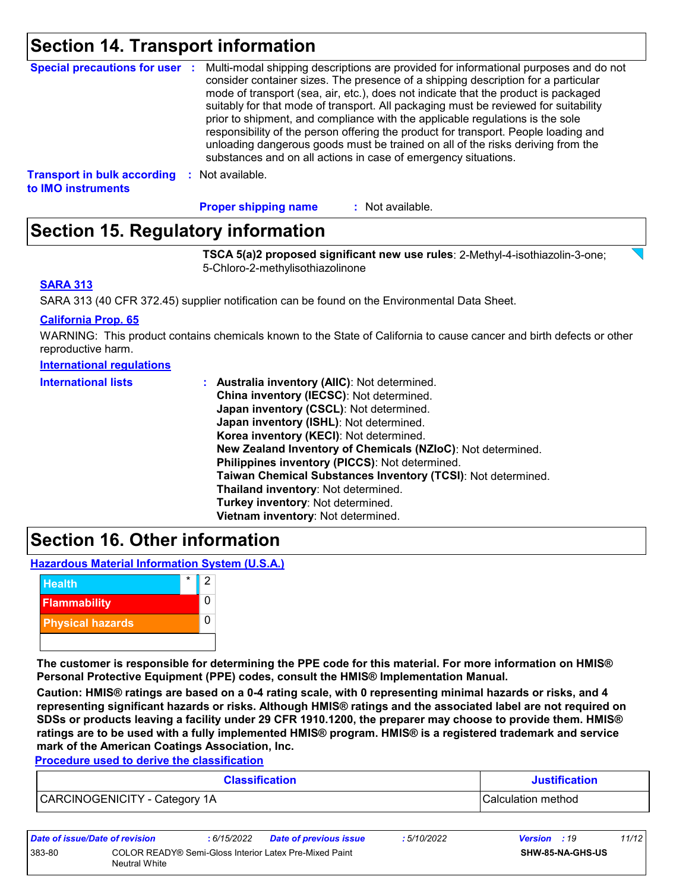## Section 14. Transport information

**Special precautions for user** : Multi-modal shipping descriptions are provided for informational purposes and do not consider container sizes. The presence of a shipping description for a particular mode of transport (sea, air, etc.), does not indicate that the product is packaged suitably for that mode of transport. All packaging must be reviewed for suitability prior to shipment, and compliance with the applicable regulations is the sole responsibility of the person offering the product for transport. People loading and unloading dangerous goods must be trained on all of the risks deriving from the substances and on all actions in case of emergency situations.

**Transport in bulk according to IMO instruments** : Not available.

**Proper shipping name** : Not available.

## Section 15. Regulatory information

**TSCA 5(a)2 proposed significant new use rules**: 2-Methyl-4-isothiazolin-3-one; 5-Chloro-2-methylisothiazolinone

**SARA 313**

SARA 313 (40 CFR 372.45) supplier notification can be found on the Environmental Data Sheet.

**California Prop. 65**

WARNING: This product contains chemicals known to the State of California to cause cancer and birth defects or other reproductive harm.

**International regulations**

**International lists** :
- **Australia inventory (AIIC)**: Not determined.
- **China inventory (IECSC)**: Not determined.
- **Japan inventory (CSCL)**: Not determined.
- **Japan inventory (ISHL)**: Not determined.
- **Korea inventory (KECI)**: Not determined.
- **New Zealand Inventory of Chemicals (NZIoC)**: Not determined.
- **Philippines inventory (PICCS)**: Not determined.
- **Taiwan Chemical Substances Inventory (TCSI)**: Not determined.
- **Thailand inventory**: Not determined.
- **Turkey inventory**: Not determined.
- **Vietnam inventory**: Not determined.

## Section 16. Other information

**Hazardous Material Information System (U.S.A.)**

| | |
|---|---|
| Health * | 2 |
| Flammability | 0 |
| Physical hazards | 0 |
| | |

**The customer is responsible for determining the PPE code for this material. For more information on HMIS® Personal Protective Equipment (PPE) codes, consult the HMIS® Implementation Manual.**

**Caution: HMIS® ratings are based on a 0-4 rating scale, with 0 representing minimal hazards or risks, and 4 representing significant hazards or risks. Although HMIS® ratings and the associated label are not required on SDSs or products leaving a facility under 29 CFR 1910.1200, the preparer may choose to provide them. HMIS® ratings are to be used with a fully implemented HMIS® program. HMIS® is a registered trademark and service mark of the American Coatings Association, Inc.**

**Procedure used to derive the classification**

| Classification | Justification |
|---|---|
| CARCINOGENICITY - Category 1A | Calculation method |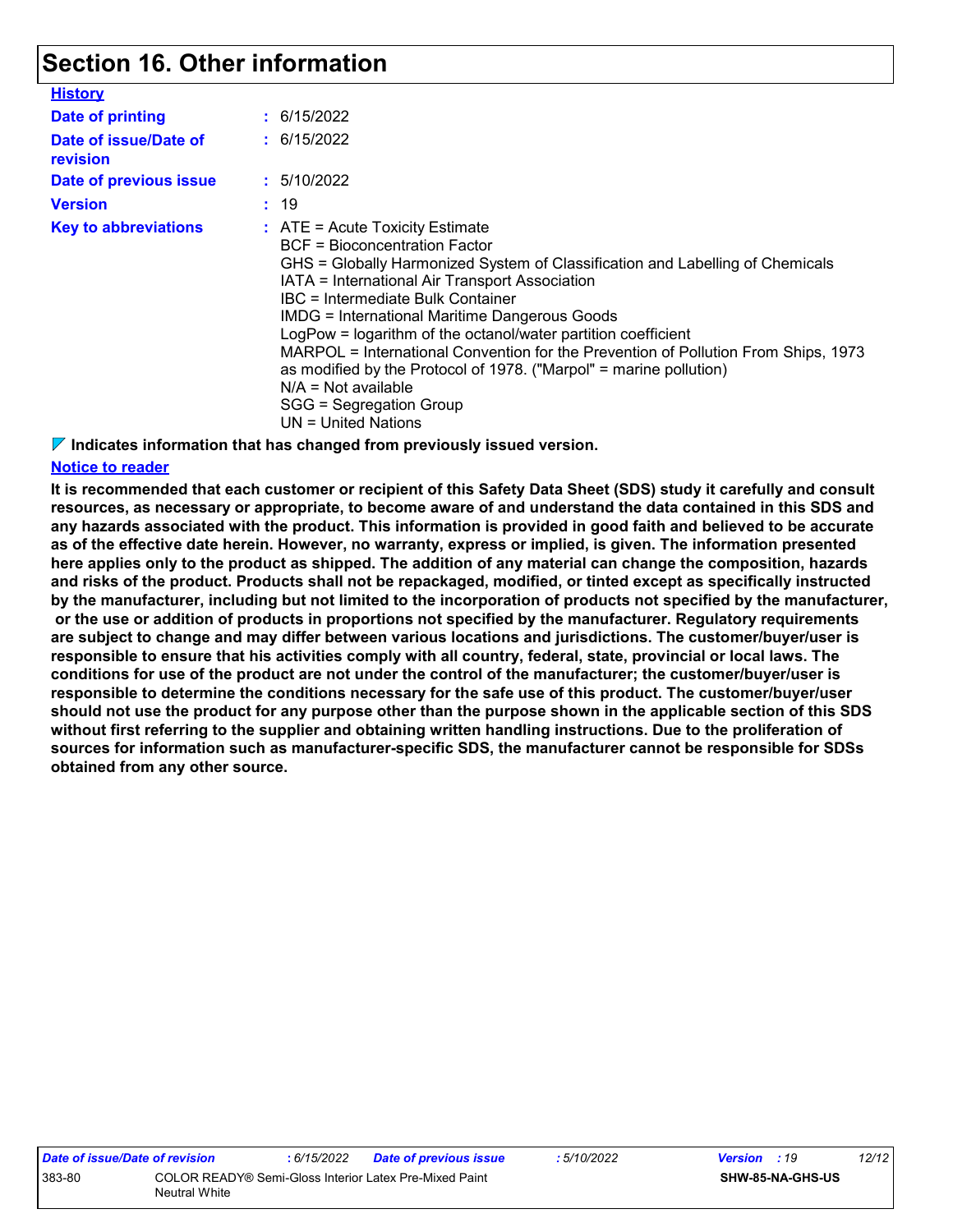## Section 16. Other information

**History**

| | | |
|---|---|---|
| **Date of printing** | : | 6/15/2022 |
| **Date of issue/Date of revision** | : | 6/15/2022 |
| **Date of previous issue** | : | 5/10/2022 |
| **Version** | : | 19 |
| **Key to abbreviations** | : | ATE = Acute Toxicity Estimate<br>BCF = Bioconcentration Factor<br>GHS = Globally Harmonized System of Classification and Labelling of Chemicals<br>IATA = International Air Transport Association<br>IBC = Intermediate Bulk Container<br>IMDG = International Maritime Dangerous Goods<br>LogPow = logarithm of the octanol/water partition coefficient<br>MARPOL = International Convention for the Prevention of Pollution From Ships, 1973 as modified by the Protocol of 1978. ("Marpol" = marine pollution)<br>N/A = Not available<br>SGG = Segregation Group<br>UN = United Nations |

**Indicates information that has changed from previously issued version.**

**Notice to reader**

**It is recommended that each customer or recipient of this Safety Data Sheet (SDS) study it carefully and consult resources, as necessary or appropriate, to become aware of and understand the data contained in this SDS and any hazards associated with the product. This information is provided in good faith and believed to be accurate as of the effective date herein. However, no warranty, express or implied, is given. The information presented here applies only to the product as shipped. The addition of any material can change the composition, hazards and risks of the product. Products shall not be repackaged, modified, or tinted except as specifically instructed by the manufacturer, including but not limited to the incorporation of products not specified by the manufacturer, or the use or addition of products in proportions not specified by the manufacturer. Regulatory requirements are subject to change and may differ between various locations and jurisdictions. The customer/buyer/user is responsible to ensure that his activities comply with all country, federal, state, provincial or local laws. The conditions for use of the product are not under the control of the manufacturer; the customer/buyer/user is responsible to determine the conditions necessary for the safe use of this product. The customer/buyer/user should not use the product for any purpose other than the purpose shown in the applicable section of this SDS without first referring to the supplier and obtaining written handling instructions. Due to the proliferation of sources for information such as manufacturer-specific SDS, the manufacturer cannot be responsible for SDSs obtained from any other source.**